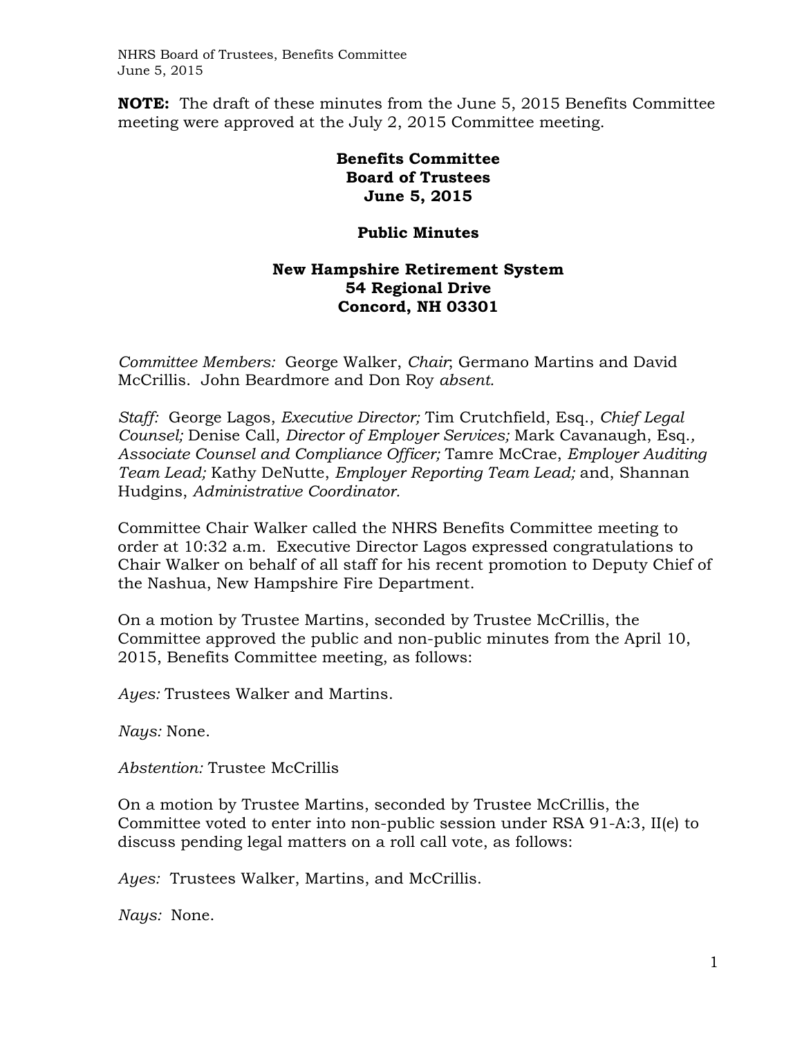**NOTE:** The draft of these minutes from the June 5, 2015 Benefits Committee meeting were approved at the July 2, 2015 Committee meeting.

# Benefits Committee
# Board of Trustees
# June 5, 2015

## Public Minutes

### New Hampshire Retirement System
### 54 Regional Drive
### Concord, NH 03301

*Committee Members:* George Walker, *Chair*; Germano Martins and David McCrillis. John Beardmore and Don Roy *absent.*

*Staff:* George Lagos, *Executive Director;* Tim Crutchfield, Esq., *Chief Legal Counsel;* Denise Call, *Director of Employer Services;* Mark Cavanaugh, Esq.*, Associate Counsel and Compliance Officer;* Tamre McCrae, *Employer Auditing Team Lead;* Kathy DeNutte, *Employer Reporting Team Lead;* and, Shannan Hudgins, *Administrative Coordinator.*

Committee Chair Walker called the NHRS Benefits Committee meeting to order at 10:32 a.m. Executive Director Lagos expressed congratulations to Chair Walker on behalf of all staff for his recent promotion to Deputy Chief of the Nashua, New Hampshire Fire Department.

On a motion by Trustee Martins, seconded by Trustee McCrillis, the Committee approved the public and non-public minutes from the April 10, 2015, Benefits Committee meeting, as follows:

*Ayes:* Trustees Walker and Martins.

*Nays:* None.

*Abstention:* Trustee McCrillis

On a motion by Trustee Martins, seconded by Trustee McCrillis, the Committee voted to enter into non-public session under RSA 91-A:3, II(e) to discuss pending legal matters on a roll call vote, as follows:

*Ayes:* Trustees Walker, Martins, and McCrillis.

*Nays:* None.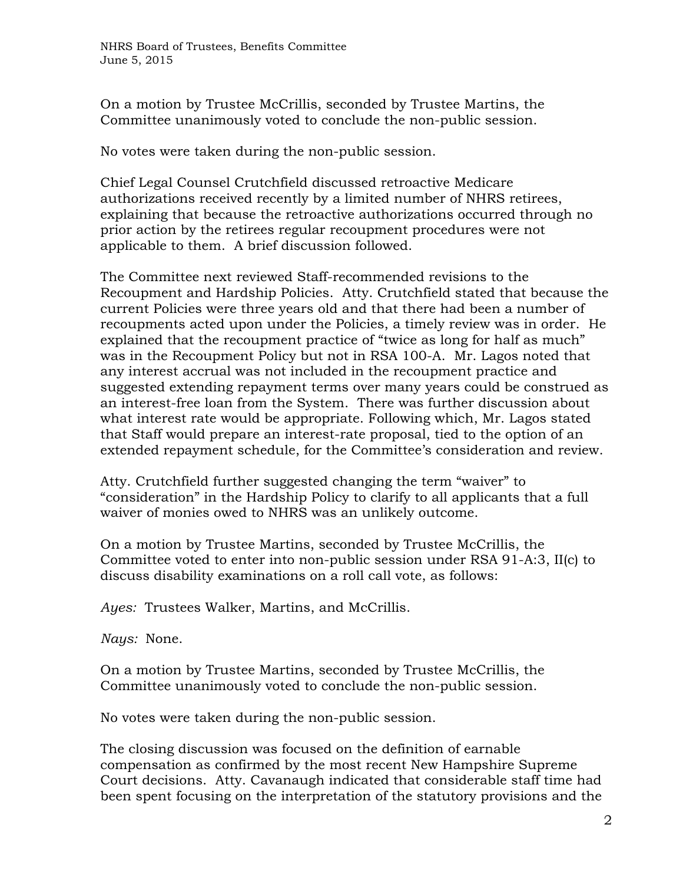On a motion by Trustee McCrillis, seconded by Trustee Martins, the Committee unanimously voted to conclude the non-public session.

No votes were taken during the non-public session.

Chief Legal Counsel Crutchfield discussed retroactive Medicare authorizations received recently by a limited number of NHRS retirees, explaining that because the retroactive authorizations occurred through no prior action by the retirees regular recoupment procedures were not applicable to them. A brief discussion followed.

The Committee next reviewed Staff-recommended revisions to the Recoupment and Hardship Policies. Atty. Crutchfield stated that because the current Policies were three years old and that there had been a number of recoupments acted upon under the Policies, a timely review was in order. He explained that the recoupment practice of "twice as long for half as much" was in the Recoupment Policy but not in RSA 100-A. Mr. Lagos noted that any interest accrual was not included in the recoupment practice and suggested extending repayment terms over many years could be construed as an interest-free loan from the System. There was further discussion about what interest rate would be appropriate. Following which, Mr. Lagos stated that Staff would prepare an interest-rate proposal, tied to the option of an extended repayment schedule, for the Committee's consideration and review.

Atty. Crutchfield further suggested changing the term "waiver" to "consideration" in the Hardship Policy to clarify to all applicants that a full waiver of monies owed to NHRS was an unlikely outcome.

On a motion by Trustee Martins, seconded by Trustee McCrillis, the Committee voted to enter into non-public session under RSA 91-A:3, II(c) to discuss disability examinations on a roll call vote, as follows:

*Ayes:* Trustees Walker, Martins, and McCrillis.

*Nays:* None.

On a motion by Trustee Martins, seconded by Trustee McCrillis, the Committee unanimously voted to conclude the non-public session.

No votes were taken during the non-public session.

The closing discussion was focused on the definition of earnable compensation as confirmed by the most recent New Hampshire Supreme Court decisions. Atty. Cavanaugh indicated that considerable staff time had been spent focusing on the interpretation of the statutory provisions and the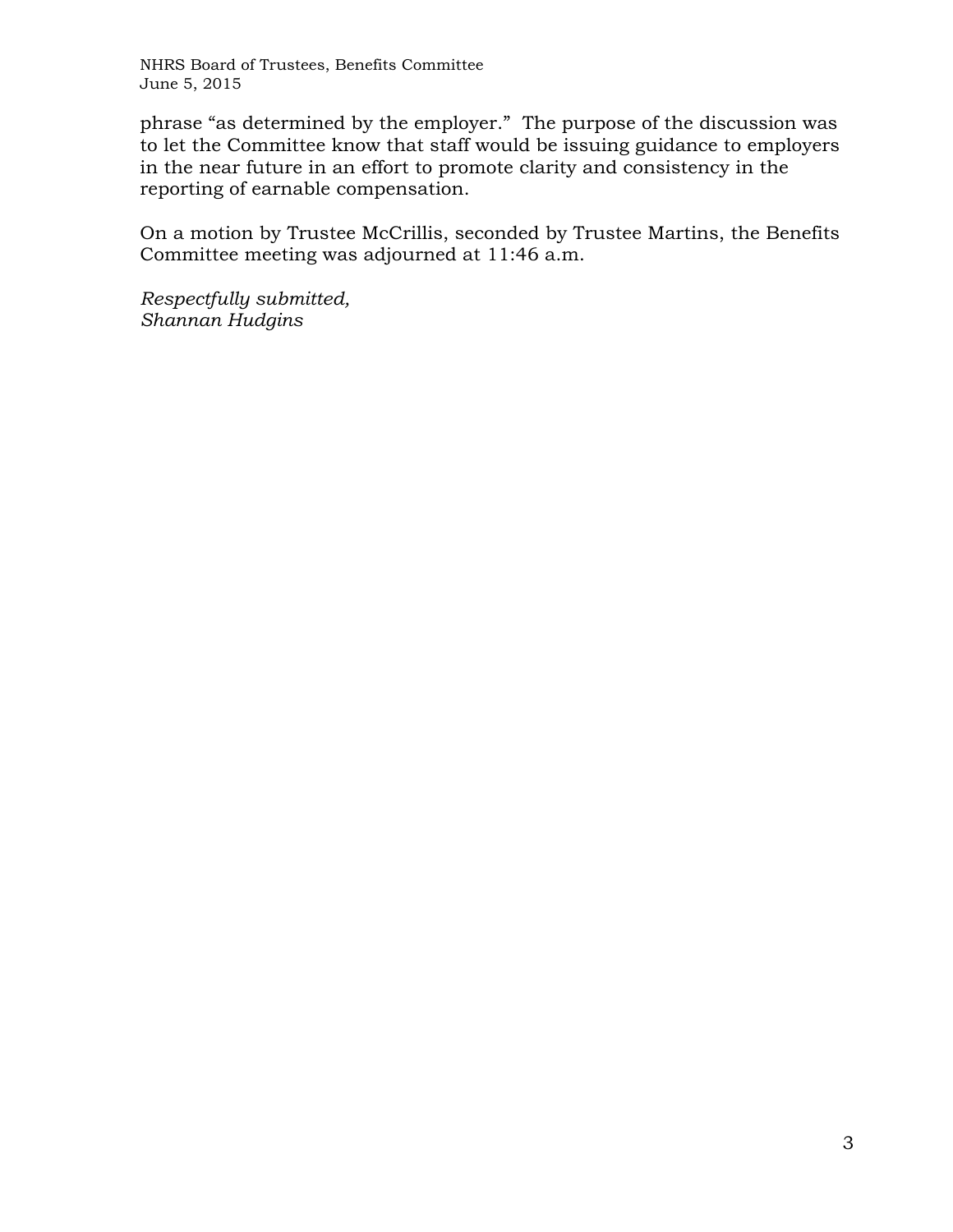phrase “as determined by the employer.” The purpose of the discussion was to let the Committee know that staff would be issuing guidance to employers in the near future in an effort to promote clarity and consistency in the reporting of earnable compensation.

On a motion by Trustee McCrillis, seconded by Trustee Martins, the Benefits Committee meeting was adjourned at 11:46 a.m.

*Respectfully submitted,*
*Shannan Hudgins*